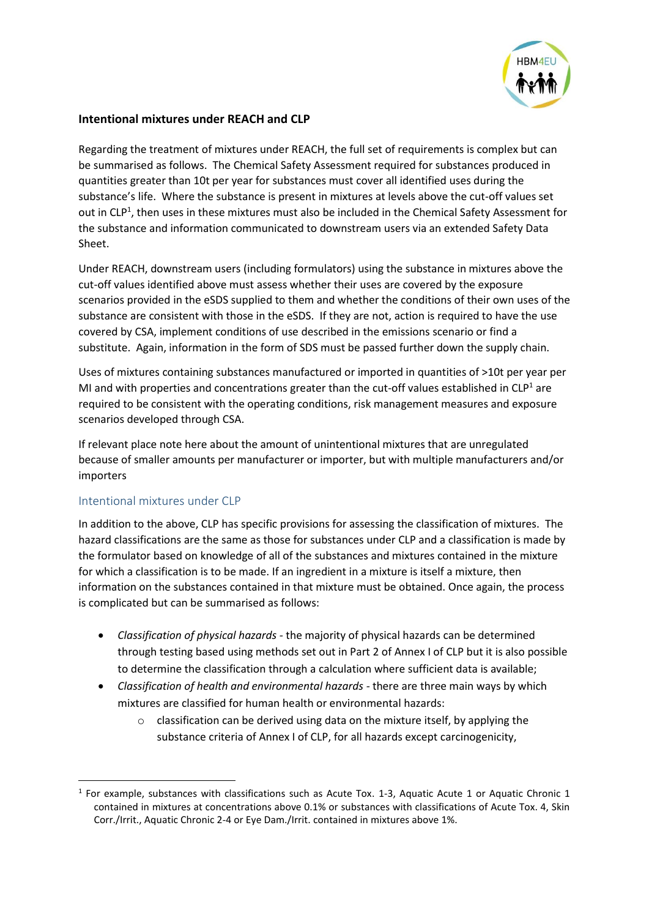**Intentional mixtures under REACH and CLP**

Regarding the treatment of mixtures under REACH, the full set of requirements is complex but can be summarised as follows. The Chemical Safety Assessment required for substances produced in quantities greater than 10t per year for substances must cover all identified uses during the substance's life. Where the substance is present in mixtures at levels above the cut-off values set out in CLP[1], then uses in these mixtures must also be included in the Chemical Safety Assessment for the substance and information communicated to downstream users via an extended Safety Data Sheet.

Under REACH, downstream users (including formulators) using the substance in mixtures above the cut-off values identified above must assess whether their uses are covered by the exposure scenarios provided in the eSDS supplied to them and whether the conditions of their own uses of the substance are consistent with those in the eSDS. If they are not, action is required to have the use covered by CSA, implement conditions of use described in the emissions scenario or find a substitute. Again, information in the form of SDS must be passed further down the supply chain.

Uses of mixtures containing substances manufactured or imported in quantities of >10t per year per MI and with properties and concentrations greater than the cut-off values established in CLP[1] are required to be consistent with the operating conditions, risk management measures and exposure scenarios developed through CSA.

If relevant place note here about the amount of unintentional mixtures that are unregulated because of smaller amounts per manufacturer or importer, but with multiple manufacturers and/or importers

## Intentional mixtures under CLP

In addition to the above, CLP has specific provisions for assessing the classification of mixtures. The hazard classifications are the same as those for substances under CLP and a classification is made by the formulator based on knowledge of all of the substances and mixtures contained in the mixture for which a classification is to be made. If an ingredient in a mixture is itself a mixture, then information on the substances contained in that mixture must be obtained. Once again, the process is complicated but can be summarised as follows:

- *Classification of physical hazards* - the majority of physical hazards can be determined through testing based using methods set out in Part 2 of Annex I of CLP but it is also possible to determine the classification through a calculation where sufficient data is available;
- *Classification of health and environmental hazards* - there are three main ways by which mixtures are classified for human health or environmental hazards:
    - classification can be derived using data on the mixture itself, by applying the substance criteria of Annex I of CLP, for all hazards except carcinogenicity,

[1] For example, substances with classifications such as Acute Tox. 1-3, Aquatic Acute 1 or Aquatic Chronic 1 contained in mixtures at concentrations above 0.1% or substances with classifications of Acute Tox. 4, Skin Corr./Irrit., Aquatic Chronic 2-4 or Eye Dam./Irrit. contained in mixtures above 1%.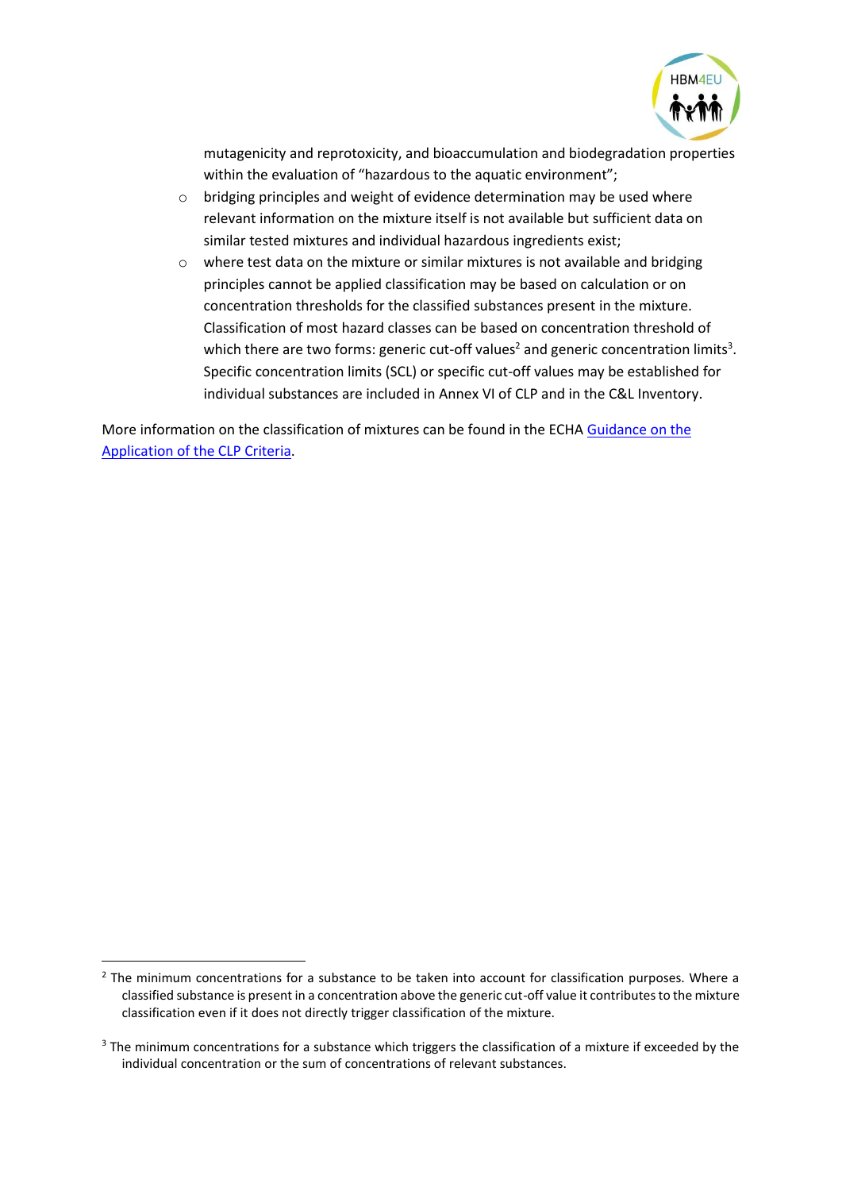mutagenicity and reprotoxicity, and bioaccumulation and biodegradation properties within the evaluation of "hazardous to the aquatic environment";

- bridging principles and weight of evidence determination may be used where relevant information on the mixture itself is not available but sufficient data on similar tested mixtures and individual hazardous ingredients exist;
- where test data on the mixture or similar mixtures is not available and bridging principles cannot be applied classification may be based on calculation or on concentration thresholds for the classified substances present in the mixture. Classification of most hazard classes can be based on concentration threshold of which there are two forms: generic cut-off values[2] and generic concentration limits[3]. Specific concentration limits (SCL) or specific cut-off values may be established for individual substances are included in Annex VI of CLP and in the C&L Inventory.

More information on the classification of mixtures can be found in the ECHA [Guidance on the Application of the CLP Criteria](Guidance on the Application of the CLP Criteria).

[2] The minimum concentrations for a substance to be taken into account for classification purposes. Where a classified substance is present in a concentration above the generic cut-off value it contributes to the mixture classification even if it does not directly trigger classification of the mixture.

[3] The minimum concentrations for a substance which triggers the classification of a mixture if exceeded by the individual concentration or the sum of concentrations of relevant substances.